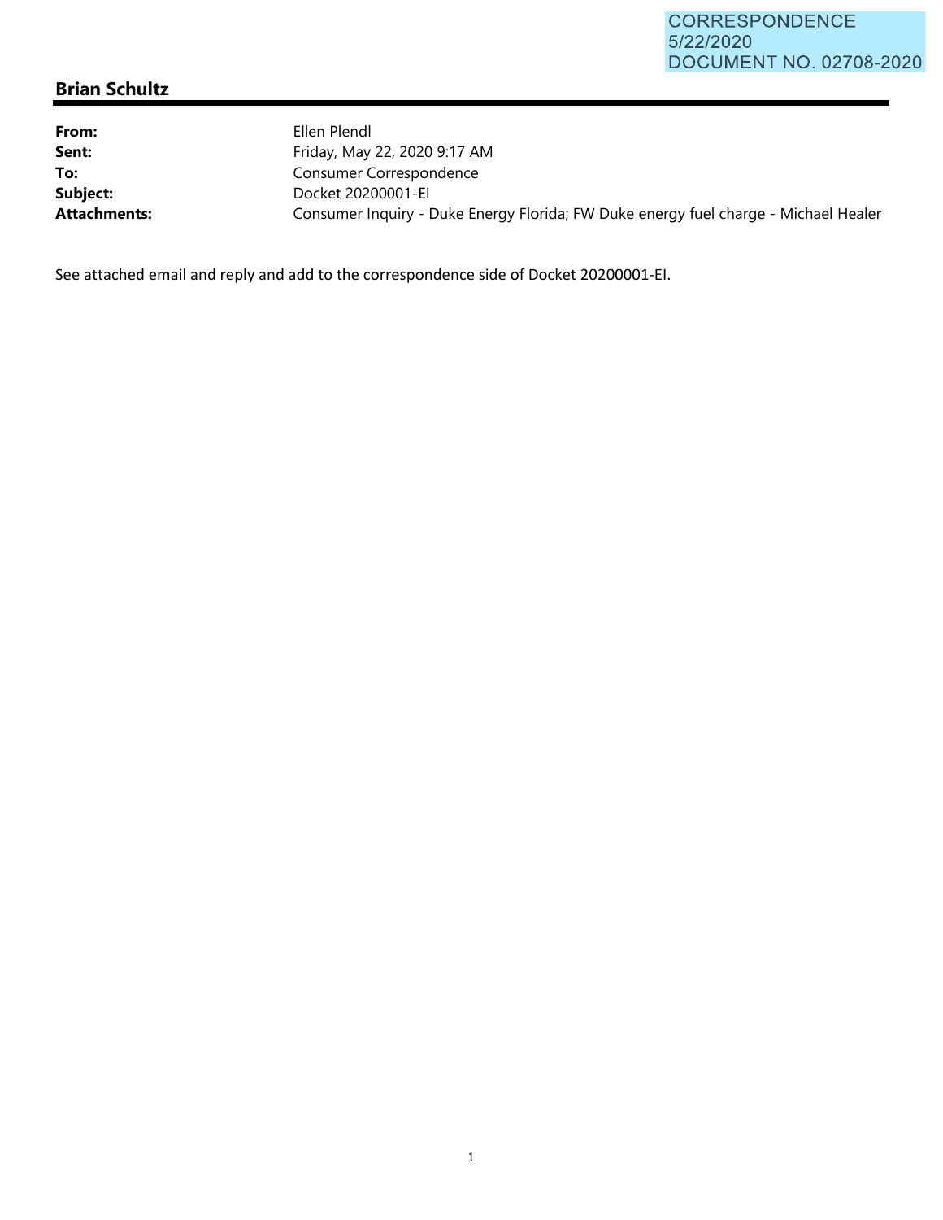CORRESPONDENCE
5/22/2020
DOCUMENT NO. 02708-2020

## Brian Schultz

| | |
|---|---|
| **From:** | Ellen Plendl |
| **Sent:** | Friday, May 22, 2020 9:17 AM |
| **To:** | Consumer Correspondence |
| **Subject:** | Docket 20200001-EI |
| **Attachments:** | Consumer Inquiry - Duke Energy Florida; FW Duke energy fuel charge - Michael Healer |

See attached email and reply and add to the correspondence side of Docket 20200001-EI.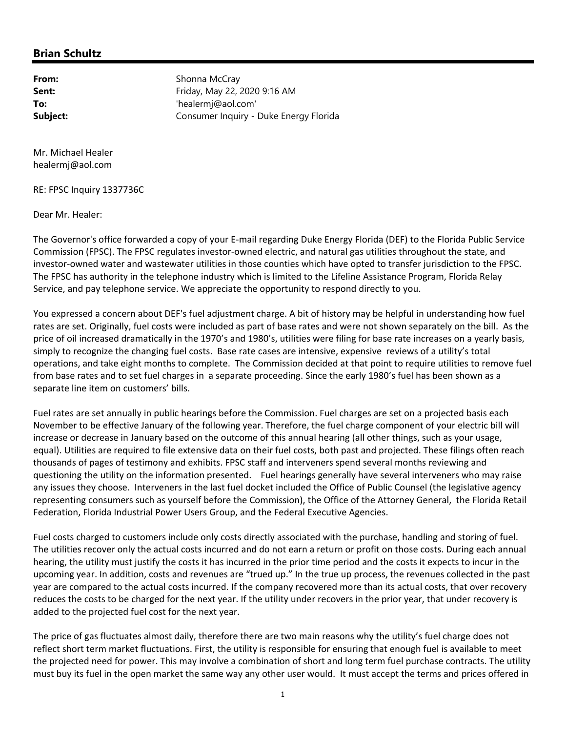## Brian Schultz

**From:** Shonna McCray
**Sent:** Friday, May 22, 2020 9:16 AM
**To:** 'healermj@aol.com'
**Subject:** Consumer Inquiry - Duke Energy Florida

Mr. Michael Healer
healermj@aol.com

RE: FPSC Inquiry 1337736C

Dear Mr. Healer:

The Governor's office forwarded a copy of your E-mail regarding Duke Energy Florida (DEF) to the Florida Public Service Commission (FPSC). The FPSC regulates investor-owned electric, and natural gas utilities throughout the state, and investor-owned water and wastewater utilities in those counties which have opted to transfer jurisdiction to the FPSC. The FPSC has authority in the telephone industry which is limited to the Lifeline Assistance Program, Florida Relay Service, and pay telephone service. We appreciate the opportunity to respond directly to you.

You expressed a concern about DEF's fuel adjustment charge. A bit of history may be helpful in understanding how fuel rates are set. Originally, fuel costs were included as part of base rates and were not shown separately on the bill. As the price of oil increased dramatically in the 1970's and 1980's, utilities were filing for base rate increases on a yearly basis, simply to recognize the changing fuel costs. Base rate cases are intensive, expensive reviews of a utility's total operations, and take eight months to complete. The Commission decided at that point to require utilities to remove fuel from base rates and to set fuel charges in a separate proceeding. Since the early 1980's fuel has been shown as a separate line item on customers' bills.

Fuel rates are set annually in public hearings before the Commission. Fuel charges are set on a projected basis each November to be effective January of the following year. Therefore, the fuel charge component of your electric bill will increase or decrease in January based on the outcome of this annual hearing (all other things, such as your usage, equal). Utilities are required to file extensive data on their fuel costs, both past and projected. These filings often reach thousands of pages of testimony and exhibits. FPSC staff and interveners spend several months reviewing and questioning the utility on the information presented. Fuel hearings generally have several interveners who may raise any issues they choose. Interveners in the last fuel docket included the Office of Public Counsel (the legislative agency representing consumers such as yourself before the Commission), the Office of the Attorney General, the Florida Retail Federation, Florida Industrial Power Users Group, and the Federal Executive Agencies.

Fuel costs charged to customers include only costs directly associated with the purchase, handling and storing of fuel. The utilities recover only the actual costs incurred and do not earn a return or profit on those costs. During each annual hearing, the utility must justify the costs it has incurred in the prior time period and the costs it expects to incur in the upcoming year. In addition, costs and revenues are "trued up." In the true up process, the revenues collected in the past year are compared to the actual costs incurred. If the company recovered more than its actual costs, that over recovery reduces the costs to be charged for the next year. If the utility under recovers in the prior year, that under recovery is added to the projected fuel cost for the next year.

The price of gas fluctuates almost daily, therefore there are two main reasons why the utility's fuel charge does not reflect short term market fluctuations. First, the utility is responsible for ensuring that enough fuel is available to meet the projected need for power. This may involve a combination of short and long term fuel purchase contracts. The utility must buy its fuel in the open market the same way any other user would. It must accept the terms and prices offered in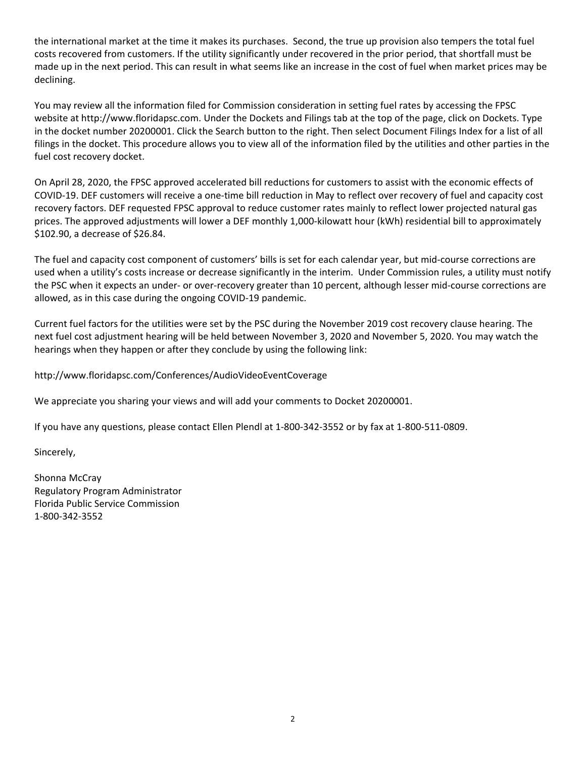the international market at the time it makes its purchases. Second, the true up provision also tempers the total fuel costs recovered from customers. If the utility significantly under recovered in the prior period, that shortfall must be made up in the next period. This can result in what seems like an increase in the cost of fuel when market prices may be declining.

You may review all the information filed for Commission consideration in setting fuel rates by accessing the FPSC website at http://www.floridapsc.com. Under the Dockets and Filings tab at the top of the page, click on Dockets. Type in the docket number 20200001. Click the Search button to the right. Then select Document Filings Index for a list of all filings in the docket. This procedure allows you to view all of the information filed by the utilities and other parties in the fuel cost recovery docket.

On April 28, 2020, the FPSC approved accelerated bill reductions for customers to assist with the economic effects of COVID-19. DEF customers will receive a one-time bill reduction in May to reflect over recovery of fuel and capacity cost recovery factors. DEF requested FPSC approval to reduce customer rates mainly to reflect lower projected natural gas prices. The approved adjustments will lower a DEF monthly 1,000-kilowatt hour (kWh) residential bill to approximately $102.90, a decrease of $26.84.

The fuel and capacity cost component of customers' bills is set for each calendar year, but mid-course corrections are used when a utility's costs increase or decrease significantly in the interim. Under Commission rules, a utility must notify the PSC when it expects an under- or over-recovery greater than 10 percent, although lesser mid-course corrections are allowed, as in this case during the ongoing COVID-19 pandemic.

Current fuel factors for the utilities were set by the PSC during the November 2019 cost recovery clause hearing. The next fuel cost adjustment hearing will be held between November 3, 2020 and November 5, 2020. You may watch the hearings when they happen or after they conclude by using the following link:

http://www.floridapsc.com/Conferences/AudioVideoEventCoverage

We appreciate you sharing your views and will add your comments to Docket 20200001.

If you have any questions, please contact Ellen Plendl at 1-800-342-3552 or by fax at 1-800-511-0809.

Sincerely,

Shonna McCray
Regulatory Program Administrator
Florida Public Service Commission
1-800-342-3552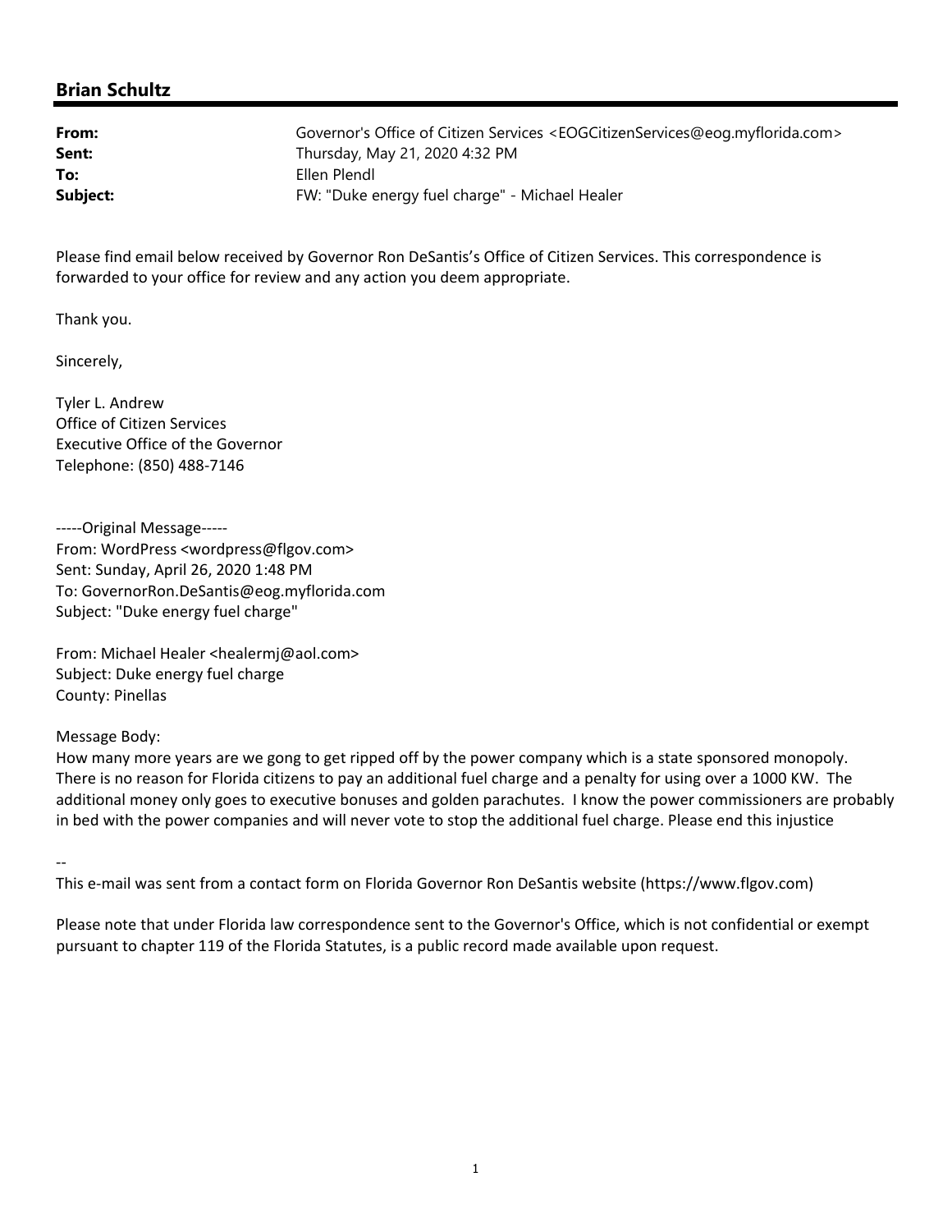## Brian Schultz

| | |
|---|---|
| **From:** | Governor's Office of Citizen Services <EOGCitizenServices@eog.myflorida.com> |
| **Sent:** | Thursday, May 21, 2020 4:32 PM |
| **To:** | Ellen Plendl |
| **Subject:** | FW: "Duke energy fuel charge" - Michael Healer |

Please find email below received by Governor Ron DeSantis's Office of Citizen Services. This correspondence is forwarded to your office for review and any action you deem appropriate.

Thank you.

Sincerely,

Tyler L. Andrew
Office of Citizen Services
Executive Office of the Governor
Telephone: (850) 488-7146

-----Original Message-----
From: WordPress <wordpress@flgov.com>
Sent: Sunday, April 26, 2020 1:48 PM
To: GovernorRon.DeSantis@eog.myflorida.com
Subject: "Duke energy fuel charge"

From: Michael Healer <healermj@aol.com>
Subject: Duke energy fuel charge
County: Pinellas

Message Body:
How many more years are we gong to get ripped off by the power company which is a state sponsored monopoly. There is no reason for Florida citizens to pay an additional fuel charge and a penalty for using over a 1000 KW. The additional money only goes to executive bonuses and golden parachutes. I know the power commissioners are probably in bed with the power companies and will never vote to stop the additional fuel charge. Please end this injustice

--
This e-mail was sent from a contact form on Florida Governor Ron DeSantis website (https://www.flgov.com)

Please note that under Florida law correspondence sent to the Governor's Office, which is not confidential or exempt pursuant to chapter 119 of the Florida Statutes, is a public record made available upon request.